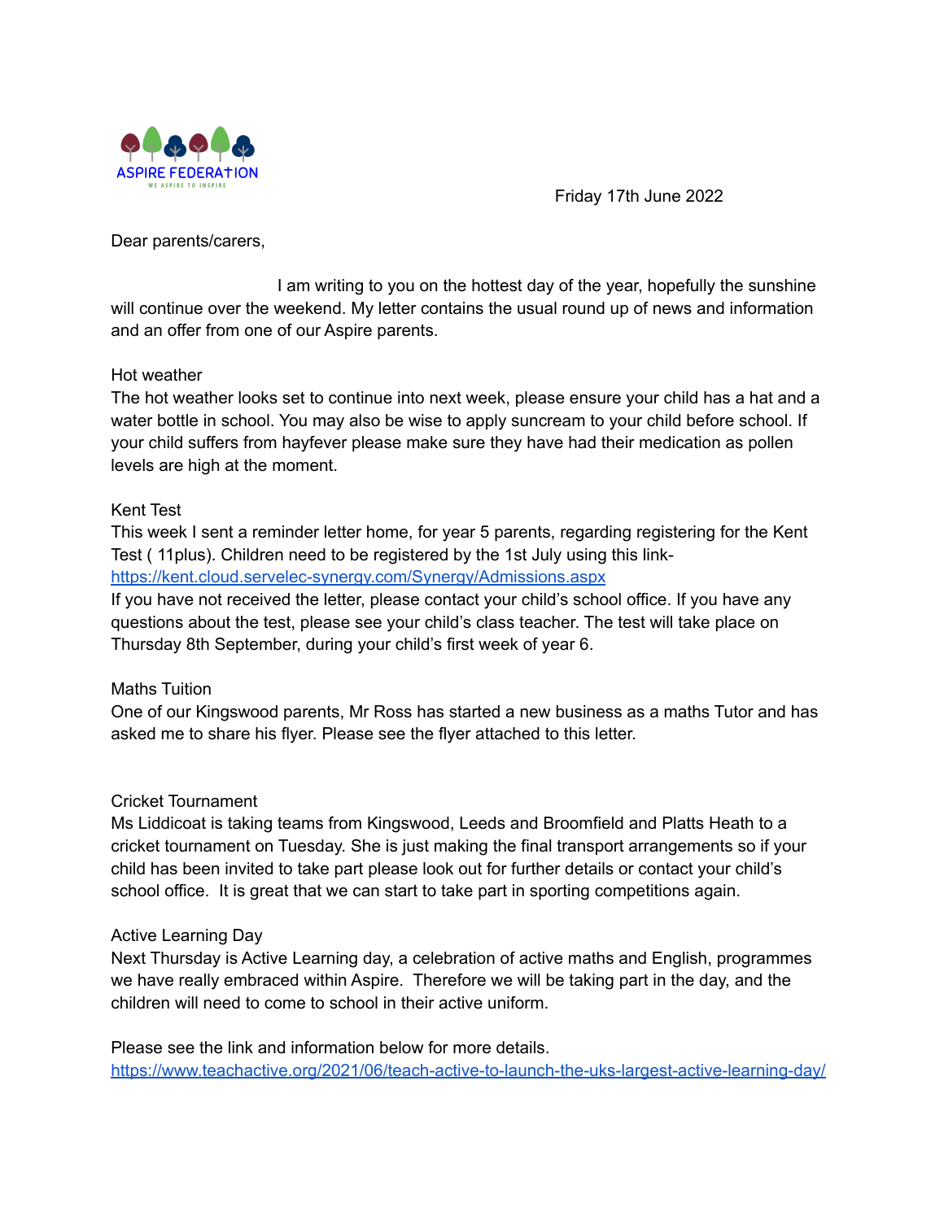ASPIRE FEDERATION

WE ASPIRE TO INSPIRE

Friday 17th June 2022

Dear parents/carers,

I am writing to you on the hottest day of the year, hopefully the sunshine will continue over the weekend. My letter contains the usual round up of news and information and an offer from one of our Aspire parents.

### Hot weather

The hot weather looks set to continue into next week, please ensure your child has a hat and a water bottle in school. You may also be wise to apply suncream to your child before school. If your child suffers from hayfever please make sure they have had their medication as pollen levels are high at the moment.

### Kent Test

This week I sent a reminder letter home, for year 5 parents, regarding registering for the Kent Test ( 11plus). Children need to be registered by the 1st July using this link- [https://kent.cloud.servelec-synergy.com/Synergy/Admissions.aspx](https://kent.cloud.servelec-synergy.com/Synergy/Admissions.aspx)

If you have not received the letter, please contact your child's school office. If you have any questions about the test, please see your child's class teacher. The test will take place on Thursday 8th September, during your child's first week of year 6.

### Maths Tuition

One of our Kingswood parents, Mr Ross has started a new business as a maths Tutor and has asked me to share his flyer. Please see the flyer attached to this letter.

### Cricket Tournament

Ms Liddicoat is taking teams from Kingswood, Leeds and Broomfield and Platts Heath to a cricket tournament on Tuesday. She is just making the final transport arrangements so if your child has been invited to take part please look out for further details or contact your child's school office. It is great that we can start to take part in sporting competitions again.

### Active Learning Day

Next Thursday is Active Learning day, a celebration of active maths and English, programmes we have really embraced within Aspire. Therefore we will be taking part in the day, and the children will need to come to school in their active uniform.

Please see the link and information below for more details.
[https://www.teachactive.org/2021/06/teach-active-to-launch-the-uks-largest-active-learning-day/](https://www.teachactive.org/2021/06/teach-active-to-launch-the-uks-largest-active-learning-day/)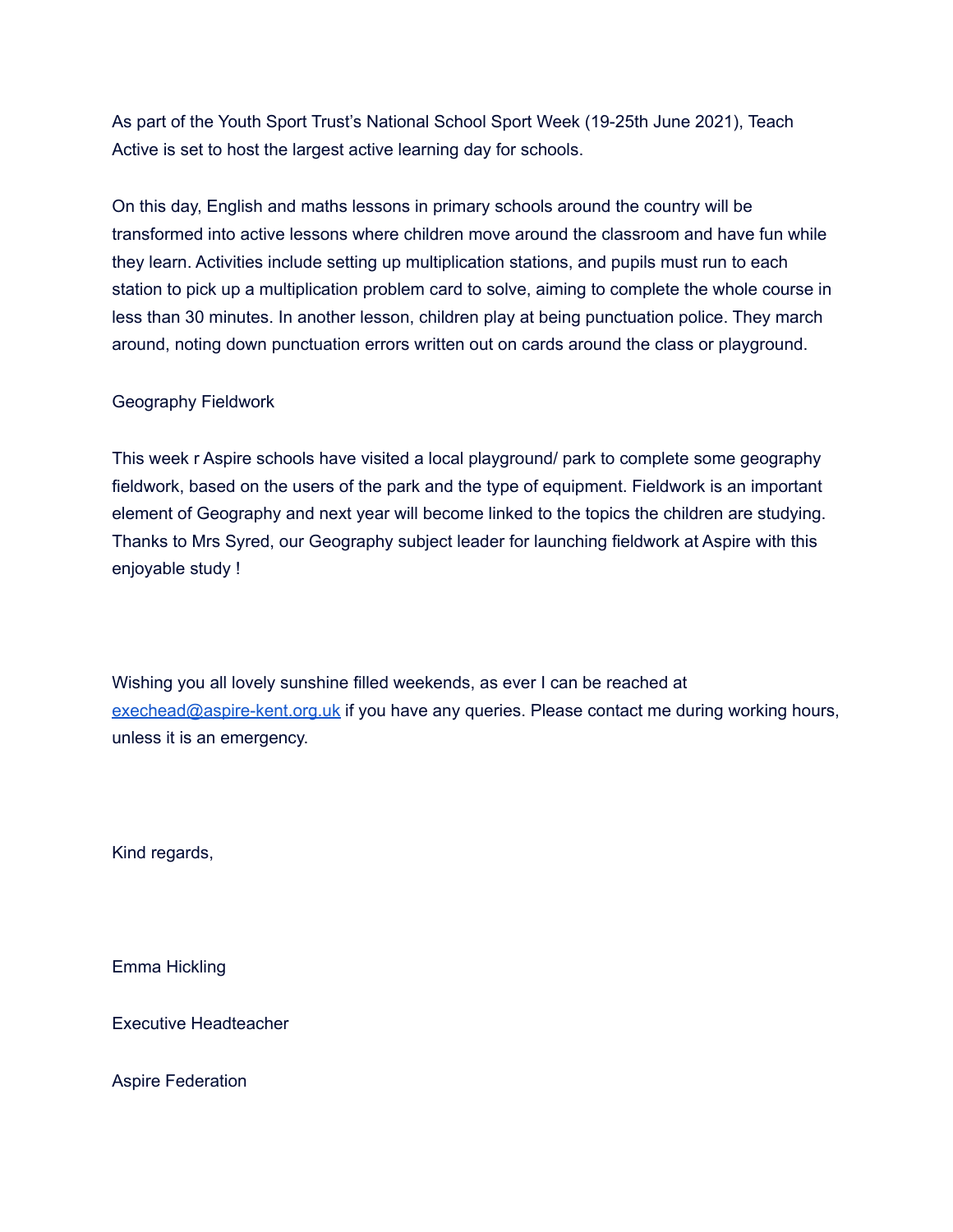As part of the Youth Sport Trust's National School Sport Week (19-25th June 2021), Teach Active is set to host the largest active learning day for schools.

On this day, English and maths lessons in primary schools around the country will be transformed into active lessons where children move around the classroom and have fun while they learn. Activities include setting up multiplication stations, and pupils must run to each station to pick up a multiplication problem card to solve, aiming to complete the whole course in less than 30 minutes. In another lesson, children play at being punctuation police. They march around, noting down punctuation errors written out on cards around the class or playground.

Geography Fieldwork

This week r Aspire schools have visited a local playground/ park to complete some geography fieldwork, based on the users of the park and the type of equipment. Fieldwork is an important element of Geography and next year will become linked to the topics the children are studying. Thanks to Mrs Syred, our Geography subject leader for launching fieldwork at Aspire with this enjoyable study !

Wishing you all lovely sunshine filled weekends, as ever I can be reached at [exechead@aspire-kent.org.uk](mailto:exechead@aspire-kent.org.uk) if you have any queries. Please contact me during working hours, unless it is an emergency.

Kind regards,

Emma Hickling

Executive Headteacher

Aspire Federation